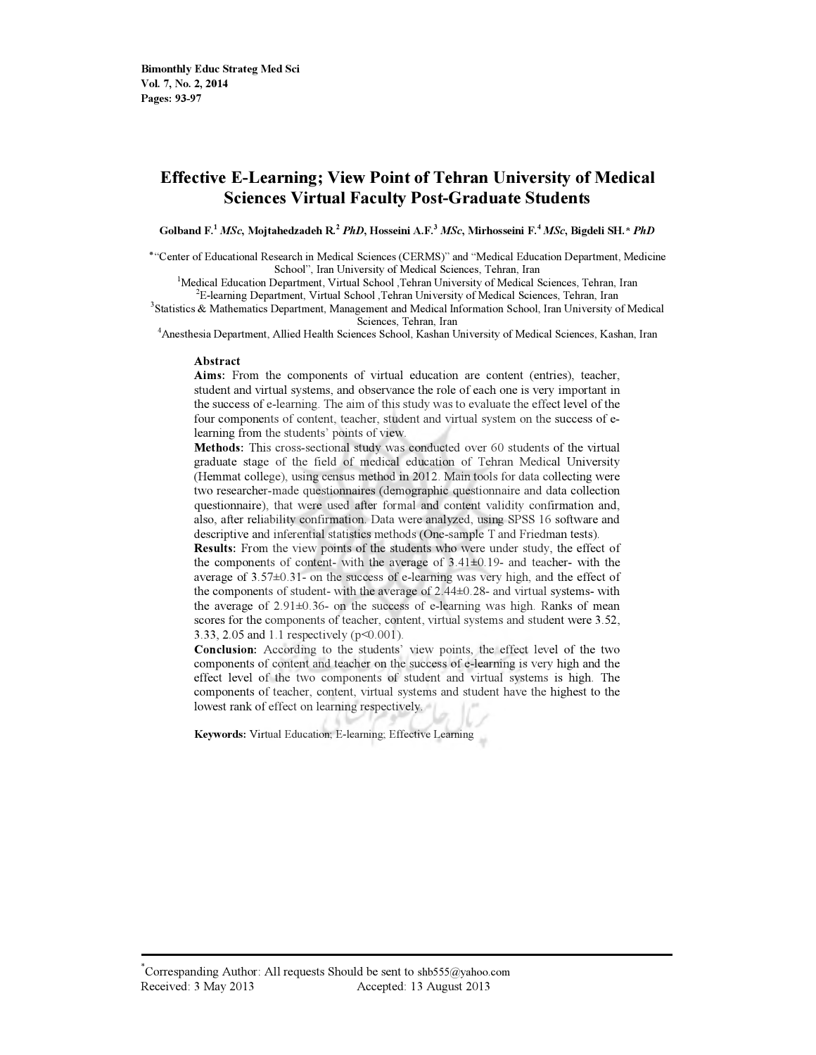# Effective E-Learning; View Point of Tehran University of Medical Sciences Virtual Faculty Post-Graduate Students

**Golband F.[1] *MSc*, Mojtahedzadeh R.[2] *PhD*, Hosseini A.F.[3] *MSc*, Mirhosseini F.[4] *MSc*, Bigdeli SH.[*] *PhD***

[*] "Center of Educational Research in Medical Sciences (CERMS)" and "Medical Education Department, Medicine School", Iran University of Medical Sciences, Tehran, Iran

[1] Medical Education Department, Virtual School ,Tehran University of Medical Sciences, Tehran, Iran

[2] E-learning Department, Virtual School ,Tehran University of Medical Sciences, Tehran, Iran

[3] Statistics & Mathematics Department, Management and Medical Information School, Iran University of Medical Sciences, Tehran, Iran

[4] Anesthesia Department, Allied Health Sciences School, Kashan University of Medical Sciences, Kashan, Iran

## Abstract

**Aims:** From the components of virtual education are content (entries), teacher, student and virtual systems, and observance the role of each one is very important in the success of e-learning. The aim of this study was to evaluate the effect level of the four components of content, teacher, student and virtual system on the success of e-learning from the students' points of view.

**Methods:** This cross-sectional study was conducted over 60 students of the virtual graduate stage of the field of medical education of Tehran Medical University (Hemmat college), using census method in 2012. Main tools for data collecting were two researcher-made questionnaires (demographic questionnaire and data collection questionnaire), that were used after formal and content validity confirmation and, also, after reliability confirmation. Data were analyzed, using SPSS 16 software and descriptive and inferential statistics methods (One-sample T and Friedman tests).

**Results:** From the view points of the students who were under study, the effect of the components of content- with the average of 3.41±0.19- and teacher- with the average of 3.57±0.31- on the success of e-learning was very high, and the effect of the components of student- with the average of 2.44±0.28- and virtual systems- with the average of 2.91±0.36- on the success of e-learning was high. Ranks of mean scores for the components of teacher, content, virtual systems and student were 3.52, 3.33, 2.05 and 1.1 respectively ($p<0.001$).

**Conclusion:** According to the students' view points, the effect level of the two components of content and teacher on the success of e-learning is very high and the effect level of the two components of student and virtual systems is high. The components of teacher, content, virtual systems and student have the highest to the lowest rank of effect on learning respectively.

**Keywords:** Virtual Education; E-learning; Effective Learning

---

[*] Correspanding Author: All requests Should be sent to shb555@yahoo.com

Received: 3 May 2013 Accepted: 13 August 2013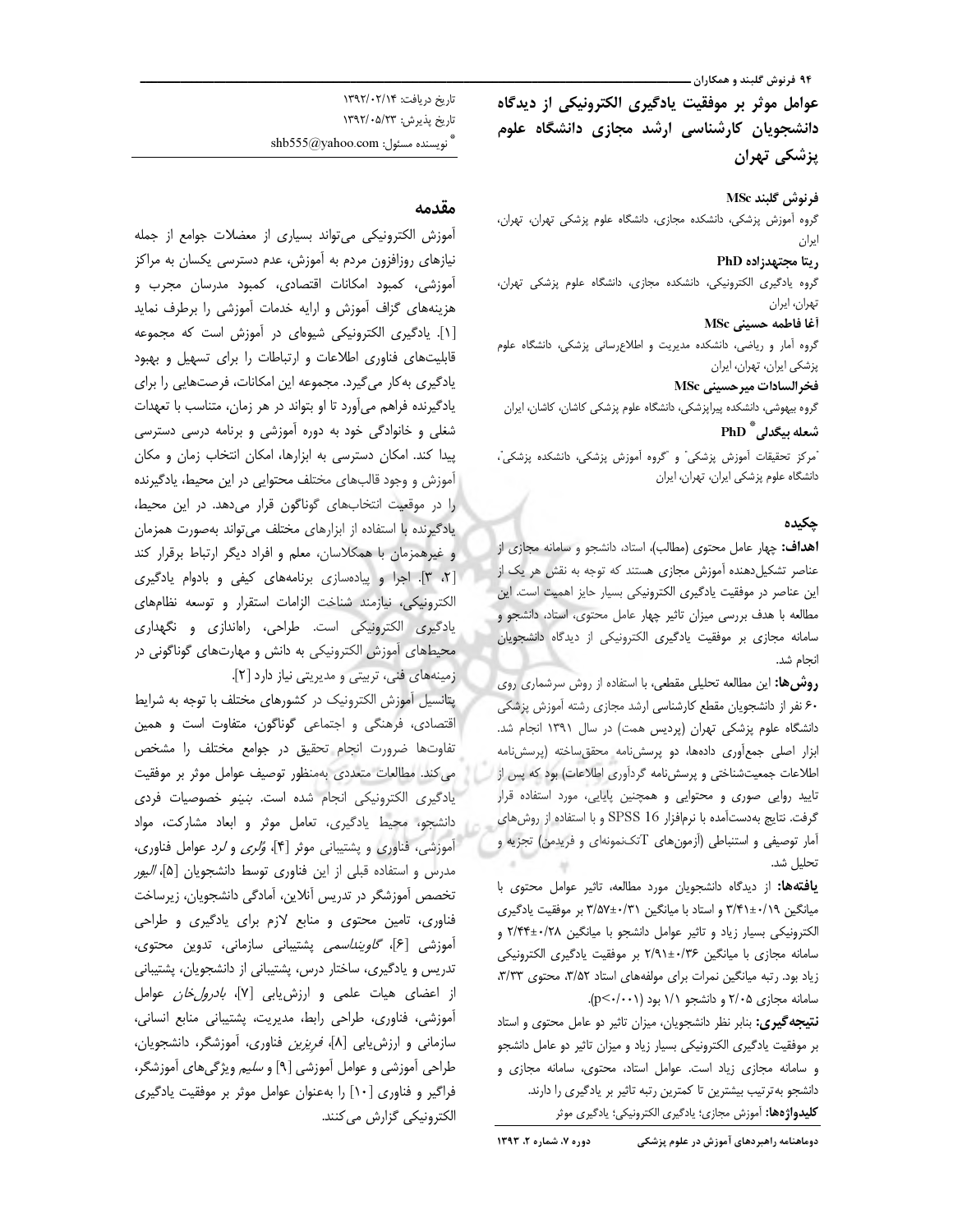# عوامل موثر بر موفقیت یادگیری الکترونیکی از دیدگاه دانشجویان کارشناسی ارشد مجازی دانشگاه علوم پزشکی تهران

**فرنوش گلبند MSc**
گروه آموزش پزشکی، دانشکده مجازی، دانشگاه علوم پزشکی تهران، تهران، ایران

**ریتا مجتهدزاده PhD**
گروه یادگیری الکترونیکی، دانشکده مجازی، دانشگاه علوم پزشکی تهران، تهران، ایران

**آغا فاطمه حسینی MSc**
گروه آمار و ریاضی، دانشکده مدیریت و اطلاع‌رسانی پزشکی، دانشگاه علوم پزشکی ایران، تهران، ایران

**فخرالسادات میرحسینی MSc**
گروه بیهوشی، دانشکده پیراپزشکی، دانشگاه علوم پزشکی کاشان، کاشان، ایران

**شعله بیگدلی PhD***
[1]مرکز تحقیقات آموزش پزشکی[1] و [2]گروه آموزش پزشکی، دانشکده پزشکی[2]، دانشگاه علوم پزشکی ایران، تهران، ایران

تاریخ دریافت: ۱۳۹۲/۰۲/۱۴
تاریخ پذیرش: ۱۳۹۲/۰۵/۲۳
* نویسنده مسئول: shb555@yahoo.com

## چکیده

**اهداف:** چهار عامل محتوی (مطالب)، استاد، دانشجو و سامانه مجازی از عناصر تشکیل‌دهنده آموزش مجازی هستند که توجه به نقش هر یک از این عناصر در موفقیت یادگیری الکترونیکی بسیار حایز اهمیت است. این مطالعه با هدف بررسی میزان تاثیر چهار عامل محتوی، استاد، دانشجو و سامانه مجازی بر موفقیت یادگیری الکترونیکی از دیدگاه دانشجویان انجام شد.

**روش‌ها:** این مطالعه تحلیلی مقطعی، با استفاده از روش سرشماری روی ۶۰ نفر از دانشجویان مقطع کارشناسی ارشد مجازی رشته آموزش پزشکی دانشگاه علوم پزشکی تهران (پردیس همت) در سال ۱۳۹۱ انجام شد. ابزار اصلی جمع‌آوری داده‌ها، دو پرسش‌نامه محقق‌ساخته (پرسش‌نامه اطلاعات جمعیت‌شناختی و پرسش‌نامه گردآوری اطلاعات) بود که پس از تایید روایی صوری و محتوایی و همچنین پایایی، مورد استفاده قرار گرفت. نتایج به‌دست‌آمده با نرم‌افزار SPSS 16 و با استفاده از روش‌های آمار توصیفی و استنباطی (آزمون‌های Tتک‌نمونه‌ای و فریدمن) تجزیه و تحلیل شد.

**یافته‌ها:** از دیدگاه دانشجویان مورد مطالعه، تاثیر عوامل محتوی با میانگین ۳/۴۱±۰/۱۹ و استاد با میانگین ۳/۵۷±۰/۳۱ بر موفقیت یادگیری الکترونیکی بسیار زیاد و تاثیر عوامل دانشجو با میانگین ۲/۴۴±۰/۲۸ و سامانه مجازی با میانگین ۲/۹۱±۰/۳۶ بر موفقیت یادگیری الکترونیکی زیاد بود. رتبه میانگین نمرات برای مولفه‌های استاد ۳/۵۲، محتوی ۳/۳۳، سامانه مجازی ۲/۰۵ و دانشجو ۱/۱ بود ($p<0.001$).

**نتیجه‌گیری:** بنابر نظر دانشجویان، میزان تاثیر دو عامل محتوی و استاد بر موفقیت یادگیری الکترونیکی بسیار زیاد و میزان تاثیر دو عامل دانشجو و سامانه مجازی زیاد است. عوامل استاد، محتوی، سامانه مجازی و دانشجو به‌ترتیب بیشترین تا کمترین رتبه تاثیر بر یادگیری را دارند.

**کلیدواژه‌ها:** آموزش مجازی؛ یادگیری الکترونیکی؛ یادگیری موثر

## مقدمه

آموزش الکترونیکی می‌تواند بسیاری از معضلات جوامع از جمله نیازهای روزافزون مردم به آموزش، عدم دسترسی یکسان به مراکز آموزشی، کمبود امکانات اقتصادی، کمبود مدرسان مجرب و هزینه‌های گزاف آموزش و ارایه خدمات آموزشی را برطرف نماید [۱]. یادگیری الکترونیکی شیوه‌ای در آموزش است که مجموعه قابلیت‌های فناوری اطلاعات و ارتباطات را برای تسهیل و بهبود یادگیری به‌کار می‌گیرد. مجموعه این امکانات، فرصت‌هایی را برای یادگیرنده فراهم می‌آورد تا او بتواند در هر زمان، متناسب با تعهدات شغلی و خانوادگی خود به دوره آموزشی و برنامه درسی دسترسی پیدا کند. امکان دسترسی به ابزارها، امکان انتخاب زمان و مکان آموزش و وجود قالب‌های مختلف محتوایی در این محیط، یادگیرنده را در موقعیت انتخاب‌های گوناگون قرار می‌دهد. در این محیط، یادگیرنده با استفاده از ابزارهای مختلف می‌تواند به‌صورت همزمان و غیرهمزمان با همکلاسان، معلم و افراد دیگر ارتباط برقرار کند [۲، ۳]. اجرا و پیاده‌سازی برنامه‌های کیفی و بادوام یادگیری الکترونیکی، نیازمند شناخت الزامات استقرار و توسعه نظام‌های یادگیری الکترونیکی است. طراحی، راه‌اندازی و نگهداری محیط‌های آموزش الکترونیکی به دانش و مهارت‌های گوناگونی در زمینه‌های فنی، تربیتی و مدیریتی نیاز دارد [۲].

پتانسیل آموزش الکترونیک در کشورهای مختلف با توجه به شرایط اقتصادی، فرهنگی و اجتماعی گوناگون، متفاوت است و همین تفاوت‌ها ضرورت انجام تحقیق در جوامع مختلف را مشخص می‌کند. مطالعات متعددی به‌منظور توصیف عوامل موثر بر موفقیت یادگیری الکترونیکی انجام شده است. *بنیو* خصوصیات فردی دانشجو، محیط یادگیری، تعامل موثر و ابعاد مشارکت، مواد آموزشی، فناوری و پشتیبانی موثر [۴]، *وُلری* و *لرد* عوامل فناوری، مدرس و استفاده قبلی از این فناوری توسط دانشجویان [۵]، *الیور* تخصص آموزشگر در تدریس آنلاین، آمادگی دانشجویان، زیرساخت فناوری، تامین محتوی و منابع لازم برای یادگیری و طراحی آموزشی [۶]، *گاویندا‌سمی* پشتیبانی سازمانی، تدوین محتوی، تدریس و یادگیری، ساختار درس، پشتیبانی از دانشجویان، پشتیبانی از اعضای هیات علمی و ارزشیابی [۷]، *بادرول‌خان* عوامل آموزشی، فناوری، طراحی رابط، مدیریت، پشتیبانی منابع انسانی، سازمانی و ارزشیابی [۸]، *فریزین* فناوری، آموزشگر، دانشجویان، طراحی آموزشی و عوامل آموزشی [۹] و *سلیم* ویژگی‌های آموزشگر، فراگیر و فناوری [۱۰] را به‌عنوان عوامل موثر بر موفقیت یادگیری الکترونیکی گزارش می‌کنند.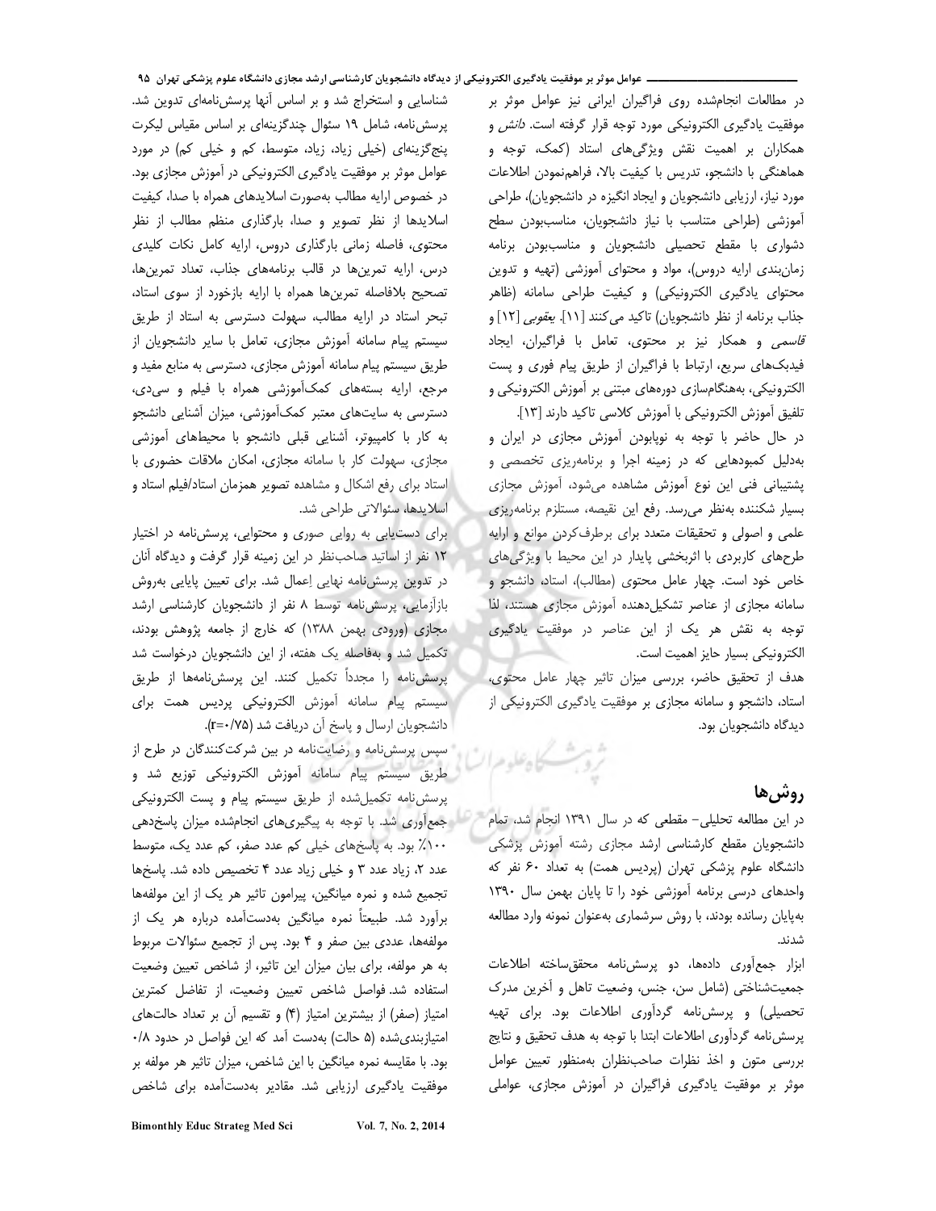در مطالعات انجام‌شده روی فراگیران ایرانی نیز عوامل موثر بر موفقیت یادگیری الکترونیکی مورد توجه قرار گرفته است. *دانش* و همکاران بر اهمیت نقش ویژگی‌های استاد (کمک، توجه و هماهنگی با دانشجو، تدریس با کیفیت بالا، فراهم‌نمودن اطلاعات مورد نیاز، ارزیابی دانشجویان و ایجاد انگیزه در دانشجویان)، طراحی آموزشی (طراحی متناسب با نیاز دانشجویان، مناسب‌بودن سطح دشواری با مقطع تحصیلی دانشجویان و مناسب‌بودن برنامه زمان‌بندی ارایه دروس)، مواد و محتوای آموزشی (تهیه و تدوین محتوای یادگیری الکترونیکی) و کیفیت طراحی سامانه (ظاهر جذاب برنامه از نظر دانشجویان) تاکید می‌کنند [11]. *یعقوبی* [12] و *قاسمی* و همکار نیز بر محتوی، تعامل با فراگیران، ایجاد فیدبک‌های سریع، ارتباط با فراگیران از طریق پیام فوری و پست الکترونیکی، به‌هنگام‌سازی دوره‌های مبتنی بر آموزش الکترونیکی و تلفیق آموزش الکترونیکی با آموزش کلاسی تاکید دارند [13].

در حال حاضر با توجه به نوپابودن آموزش مجازی در ایران و به‌دلیل کمبودهایی که در زمینه اجرا و برنامه‌ریزی تخصصی و پشتیبانی فنی این نوع آموزش مشاهده می‌شود، آموزش مجازی بسیار شکننده به‌نظر می‌رسد. رفع این نقیصه، مستلزم برنامه‌ریزی علمی و اصولی و تحقیقات متعدد برای برطرف‌کردن موانع و ارایه طرح‌های کاربردی با اثربخشی پایدار در این محیط با ویژگی‌های خاص خود است. چهار عامل محتوی (مطالب)، استاد، دانشجو و سامانه مجازی از عناصر تشکیل‌دهنده آموزش مجازی هستند، لذا توجه به نقش هر یک از این عناصر در موفقیت یادگیری الکترونیکی بسیار حایز اهمیت است.

هدف از تحقیق حاضر، بررسی میزان تاثیر چهار عامل محتوی، استاد، دانشجو و سامانه مجازی بر موفقیت یادگیری الکترونیکی از دیدگاه دانشجویان بود.

## روش‌ها

در این مطالعه تحلیلی- مقطعی که در سال ۱۳۹۱ انجام شد، تمام دانشجویان مقطع کارشناسی ارشد مجازی رشته آموزش پزشکی دانشگاه علوم پزشکی تهران (پردیس همت) به تعداد ۶۰ نفر که واحدهای درسی برنامه آموزشی خود را تا پایان بهمن سال ۱۳۹۰ به‌پایان رسانده بودند، با روش سرشماری به‌عنوان نمونه وارد مطالعه شدند.

ابزار جمع‌آوری داده‌ها، دو پرسش‌نامه محقق‌ساخته اطلاعات جمعیت‌شناختی (شامل سن، جنس، وضعیت تاهل و آخرین مدرک تحصیلی) و پرسش‌نامه گردآوری اطلاعات بود. برای تهیه پرسش‌نامه گردآوری اطلاعات ابتدا با توجه به هدف تحقیق و نتایج بررسی متون و اخذ نظرات صاحب‌نظران به‌منظور تعیین عوامل موثر بر موفقیت یادگیری فراگیران در آموزش مجازی، عواملی شناسایی و استخراج شد و بر اساس آنها پرسش‌نامه‌ای تدوین شد. پرسش‌نامه، شامل ۱۹ سئوال چندگزینه‌ای بر اساس مقیاس لیکرت پنج‌گزینه‌ای (خیلی زیاد، زیاد، متوسط، کم و خیلی کم) در مورد عوامل موثر بر موفقیت یادگیری الکترونیکی در آموزش مجازی بود. در خصوص ارایه مطالب به‌صورت اسلایدهای همراه با صدا، کیفیت اسلایدها از نظر تصویر و صدا، بارگذاری منظم مطالب از نظر محتوی، فاصله زمانی بارگذاری دروس، ارایه کامل نکات کلیدی درس، ارایه تمرین‌ها در قالب برنامه‌های جذاب، تعداد تمرین‌ها، تصحیح بلافاصله تمرین‌ها همراه با ارایه بازخورد از سوی استاد، تبحر استاد در ارایه مطالب، سهولت دسترسی به استاد از طریق سیستم پیام سامانه آموزش مجازی، تعامل با سایر دانشجویان از طریق سیستم پیام سامانه آموزش مجازی، دسترسی به منابع مفید و مرجع، ارایه بسته‌های کمک‌آموزشی همراه با فیلم و سی‌دی، دسترسی به سایت‌های معتبر کمک‌آموزشی، میزان آشنایی دانشجو به کار با کامپیوتر، آشنایی قبلی دانشجو با محیط‌های آموزشی مجازی، سهولت کار با سامانه مجازی، امکان ملاقات حضوری با استاد برای رفع اشکال و مشاهده تصویر همزمان استاد/فیلم استاد و اسلایدها، سئوالاتی طراحی شد.

برای دست‌یابی به روایی صوری و محتوایی، پرسش‌نامه در اختیار ۱۲ نفر از اساتید صاحب‌نظر در این زمینه قرار گرفت و دیدگاه آنان در تدوین پرسش‌نامه نهایی اِعمال شد. برای تعیین پایایی به‌روش بازآزمایی، پرسش‌نامه توسط ۸ نفر از دانشجویان کارشناسی ارشد مجازی (ورودی بهمن ۱۳۸۸) که خارج از جامعه پژوهش بودند، تکمیل شد و به‌فاصله یک هفته، از این دانشجویان درخواست شد پرسش‌نامه را مجدداً تکمیل کنند. این پرسش‌نامه‌ها از طریق سیستم پیام سامانه آموزش الکترونیکی پردیس همت برای دانشجویان ارسال و پاسخ آن دریافت شد ($r=۰/۷۵$).

سپس پرسش‌نامه و رضایت‌نامه در بین شرکت‌کنندگان در طرح از طریق سیستم پیام سامانه آموزش الکترونیکی توزیع شد و پرسش‌نامه تکمیل‌شده از طریق سیستم پیام و پست الکترونیکی جمع‌آوری شد. با توجه به پیگیری‌های انجام‌شده میزان پاسخ‌دهی ۱۰۰٪ بود. به پاسخ‌های خیلی کم عدد صفر، کم عدد یک، متوسط عدد ۲، زیاد عدد ۳ و خیلی زیاد عدد ۴ تخصیص داده شد. پاسخ‌ها تجمیع شده و نمره میانگین، پیرامون تاثیر هر یک از این مولفه‌ها برآورد شد. طبیعتاً نمره میانگین به‌دست‌آمده درباره هر یک از مولفه‌ها، عددی بین صفر و ۴ بود. پس از تجمیع سئوالات مربوط به هر مولفه، برای بیان میزان این تاثیر، از شاخص تعیین وضعیت استفاده شد. فواصل شاخص تعیین وضعیت، از تفاضل کمترین امتیاز (صفر) از بیشترین امتیاز (۴) و تقسیم آن بر تعداد حالت‌های امتیازبندی‌شده (۵ حالت) به‌دست آمد که این فواصل در حدود ۰/۸ بود. با مقایسه نمره میانگین با این شاخص، میزان تاثیر هر مولفه بر موفقیت یادگیری ارزیابی شد. مقادیر به‌دست‌آمده برای شاخص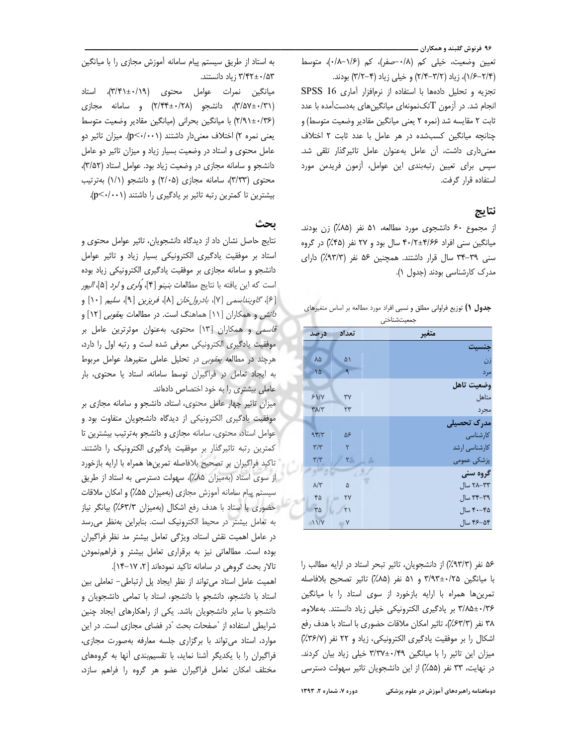تعیین وضعیت، خیلی کم (۰/۸–صفر)، کم (۱/۶–۰/۸)، متوسط (۲/۴–۱/۶)، زیاد (۳/۲–۲/۴) و خیلی زیاد (۴–۳/۲) بودند.

تجزیه و تحلیل داده‌ها با استفاده از نرم‌افزار آماری SPSS 16 انجام شد. در آزمون Tتک‌نمونه‌ای میانگین‌های به‌دست‌آمده با عدد ثابت ۲ مقایسه شد (نمره ۲ یعنی میانگین مقادیر وضعیت متوسط) و چنانچه میانگین کسب‌شده در هر عامل با عدد ثابت ۲ اختلاف معنی‌داری داشت، آن عامل به‌عنوان عامل تاثیرگذار تلقی شد. سپس برای تعیین رتبه‌بندی این عوامل، آزمون فریدمن مورد استفاده قرار گرفت.

## نتایج

از مجموع ۶۰ دانشجوی مورد مطالعه، ۵۱ نفر (۸۵٪) زن بودند. میانگین سنی افراد ۴/۶۶±۴۰/۲ سال بود و ۲۷ نفر (۴۵٪) در گروه سنی ۳۹-۳۴ سال قرار داشتند. همچنین ۵۶ نفر (۹۳/۳٪) دارای مدرک کارشناسی بودند (جدول ۱).

**جدول ۱)** توزیع فراوانی مطلق و نسبی افراد مورد مطالعه بر اساس متغیرهای جمعیت‌شناختی

| متغیر | تعداد | درصد |
|---|---|---|
| **جنسیت** | | |
| زن | ۵۱ | ۸۵ |
| مرد | ۹ | ۱۵ |
| **وضعیت تاهل** | | |
| متاهل | ۳۷ | ۶۱/۷ |
| مجرد | ۲۳ | ۳۸/۳ |
| **مدرک تحصیلی** | | |
| کارشناسی | ۵۶ | ۹۳/۳ |
| کارشناسی ارشد | ۲ | ۳/۳ |
| پزشکی عمومی | ۲ | ۳/۳ |
| **گروه سنی** | | |
| ۳۳-۲۸ سال | ۵ | ۸/۳ |
| ۳۹-۳۴ سال | ۲۷ | ۴۵ |
| ۴۵-۴۰ سال | ۲۱ | ۳۵ |
| ۵۴-۴۶ سال | ۷ | ۱۱/۷ |

۵۶ نفر (۹۳/۳٪) از دانشجویان، تاثیر تبحر استاد در ارایه مطالب را با میانگین ۰/۲۵±۳/۹۳ و ۵۱ نفر (۸۵٪) تاثیر تصحیح بلافاصله تمرین‌ها همراه با ارایه بازخورد از سوی استاد را با میانگین ۰/۳۶±۳/۸۵ بر یادگیری الکترونیکی خیلی زیاد دانستند. به‌علاوه، ۳۸ نفر (۶۳/۳٪)، تاثیر امکان ملاقات حضوری با استاد با هدف رفع اشکال را بر موفقیت یادگیری الکترونیکی، زیاد و ۲۲ نفر (۳۶/۷٪) میزان این تاثیر را با میانگین ۰/۴۹±۳/۳۷ خیلی زیاد بیان کردند. در نهایت، ۳۳ نفر (۵۵٪) از این دانشجویان تاثیر سهولت دسترسی به استاد از طریق سیستم پیام سامانه آموزش مجازی را با میانگین ۰/۵۳±۳/۴۲ زیاد دانستند.

میانگین نمرات عوامل محتوی (۰/۱۹±۳/۴۱)، استاد (۰/۳۱±۳/۵۷)، دانشجو (۰/۲۸±۲/۴۴) و سامانه مجازی (۰/۳۶±۲/۹۱) با میانگین بحرانی (میانگین مقادیر وضعیت متوسط یعنی نمره ۲) اختلاف معنی‌دار داشتند ($p<0/001$). میزان تاثیر دو عامل محتوی و استاد در وضعیت بسیار زیاد و میزان تاثیر دو عامل دانشجو و سامانه مجازی در وضعیت زیاد بود. عوامل استاد (۳/۵۲)، محتوی (۳/۳۳)، سامانه مجازی (۲/۰۵) و دانشجو (۱/۱) به‌ترتیب بیشترین تا کمترین رتبه تاثیر بر یادگیری را داشتند ($p<0/001$).

## بحث

نتایج حاصل نشان داد از دیدگاه دانشجویان، تاثیر عوامل محتوی و استاد بر موفقیت یادگیری الکترونیکی بسیار زیاد و تاثیر عوامل دانشجو و سامانه مجازی بر موفقیت یادگیری الکترونیکی زیاد بوده است که این یافته با نتایج مطالعات *بنینو* [۴]، *وُلری و لرد* [۵]، *الیور* [۶]، *گاوینداسمی* [۷]، *بادرول‌خان* [۸]، *فریزین* [۹]، *سلیم* [۱۰] و *دانش* و همکاران [۱۱] هماهنگ است. در مطالعات *یعقوبی* [۱۲] و *قاسمی* و همکاران [۱۳] محتوی، به‌عنوان موثرترین عامل بر موفقیت یادگیری الکترونیکی معرفی شده است و رتبه اول را دارد، هرچند در مطالعه *یعقوبی* در تحلیل عاملی متغیرها، عوامل مربوط به ایجاد تعامل در فراگیران توسط سامانه، استاد یا محتوی، بار عاملی بیشتری را به خود اختصاص داده‌اند.

میزان تاثیر چهار عامل محتوی، استاد، دانشجو و سامانه مجازی بر موفقیت یادگیری الکترونیکی از دیدگاه دانشجویان متفاوت بود و عوامل استاد، محتوی، سامانه مجازی و دانشجو به‌ترتیب بیشترین تا کمترین رتبه تاثیرگذار بر موفقیت یادگیری الکترونیک را داشتند. تاکید فراگیران بر تصحیح بلافاصله تمرین‌ها همراه با ارایه بازخورد از سوی استاد (به‌میزان ۸۵٪)، سهولت دسترسی به استاد از طریق سیستم پیام سامانه آموزش مجازی (به‌میزان ۵۵٪) و امکان ملاقات حضوری با استاد با هدف رفع اشکال (به‌میزان ۶۳/۳٪) بیانگر نیاز به تعامل بیشتر در محیط الکترونیک است. بنابراین به‌نظر می‌رسد در عامل اهمیت نقش استاد، ویژگی تعامل بیشتر مد نظر فراگیران بوده است. مطالعاتی نیز به برقراری تعامل بیشتر و فراهم‌نمودن تالار بحث گروهی در سامانه تاکید نموده‌اند [۲، ۱۷-۱۴].

اهمیت عامل استاد می‌تواند از نظر ایجاد پل ارتباطی- تعاملی بین استاد با دانشجو، دانشجو با دانشجو، استاد با تمامی دانشجویان و دانشجو با سایر دانشجویان باشد. یکی از راهکارهای ایجاد چنین شرایطی استفاده از "صفحات بحث" در فضای مجازی است. در این موارد، استاد می‌تواند با برگزاری جلسه معارفه به‌صورت مجازی، فراگیران را با یکدیگر آشنا نماید، با تقسیم‌بندی آنها به گروه‌های مختلف امکان تعامل فراگیران عضو هر گروه را فراهم سازد،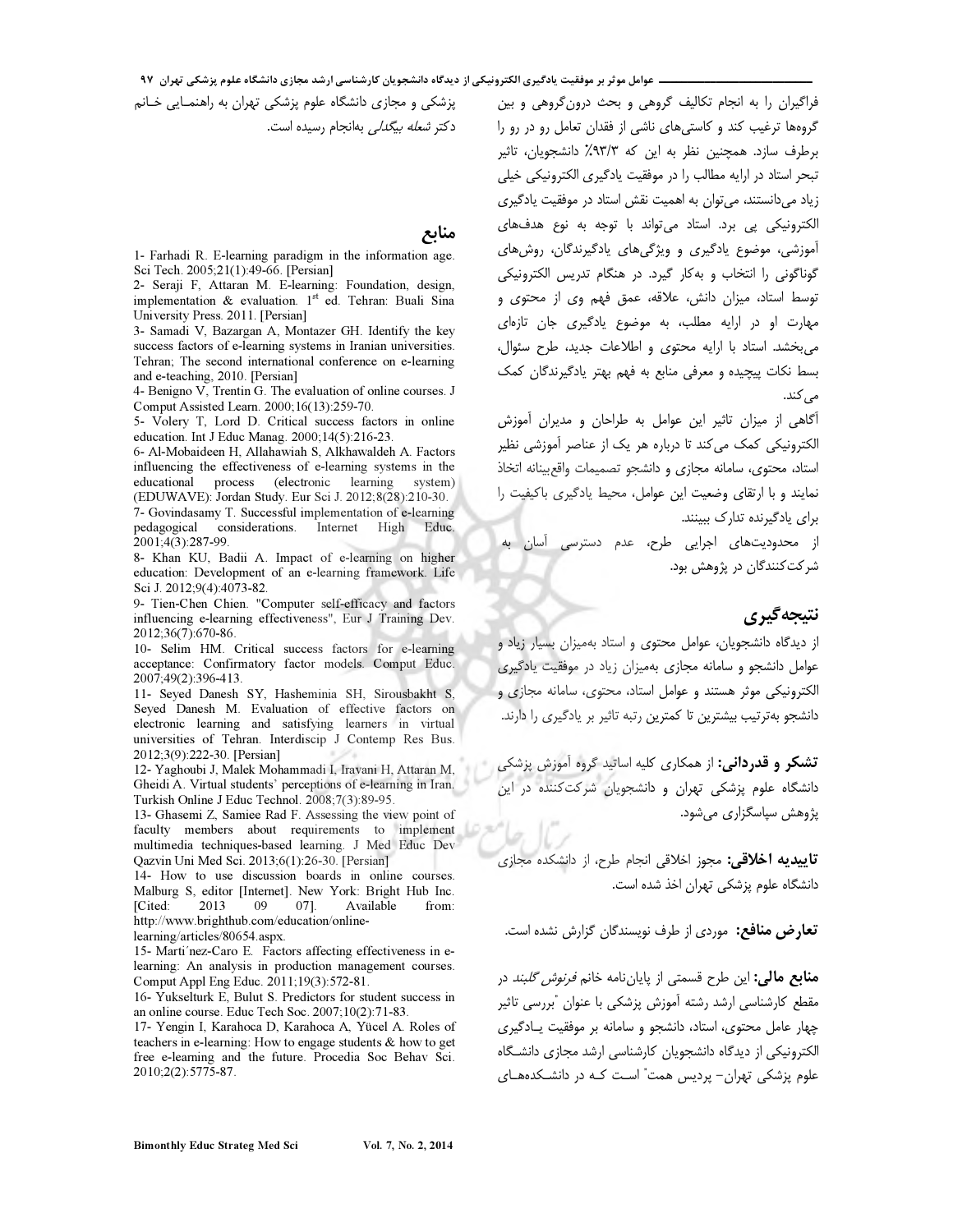فراگیران را به انجام تکالیف گروهی و بحث درون‌گروهی و بین گروه‌ها ترغیب کند و کاستی‌های ناشی از فقدان تعامل رو در رو را برطرف سازد. همچنین نظر به این که ۹۳/۳٪ دانشجویان، تاثیر تبحر استاد در ارایه مطالب را در موفقیت یادگیری الکترونیکی خیلی زیاد می‌دانستند، می‌توان به اهمیت نقش استاد در موفقیت یادگیری الکترونیکی پی برد. استاد می‌تواند با توجه به نوع هدف‌های آموزشی، موضوع یادگیری و ویژگی‌های یادگیرندگان، روش‌های گوناگونی را انتخاب و به‌کار گیرد. در هنگام تدریس الکترونیکی توسط استاد، میزان دانش، علاقه، عمق فهم وی از محتوی و مهارت او در ارایه مطلب، به موضوع یادگیری جان تازه‌ای می‌بخشد. استاد با ارایه محتوی و اطلاعات جدید، طرح سئوال، بسط نکات پیچیده و معرفی منابع به فهم بهتر یادگیرندگان کمک می‌کند.

آگاهی از میزان تاثیر این عوامل به طراحان و مدیران آموزش الکترونیکی کمک می‌کند تا درباره هر یک از عناصر آموزشی نظیر استاد، محتوی، سامانه مجازی و دانشجو تصمیمات واقع‌بینانه اتخاذ نمایند و با ارتقای وضعیت این عوامل، محیط یادگیری باکیفیت را برای یادگیرنده تدارک ببینند.

از محدودیت‌های اجرایی طرح، عدم دسترسی آسان به شرکت‌کنندگان در پژوهش بود.

## نتیجه‌گیری

از دیدگاه دانشجویان، عوامل محتوی و استاد به‌میزان بسیار زیاد و عوامل دانشجو و سامانه مجازی به‌میزان زیاد در موفقیت یادگیری الکترونیکی موثر هستند و عوامل استاد، محتوی، سامانه مجازی و دانشجو به‌ترتیب بیشترین تا کمترین رتبه تاثیر بر یادگیری را دارند.

**تشکر و قدردانی:** از همکاری کلیه اساتید گروه آموزش پزشکی دانشگاه علوم پزشکی تهران و دانشجویان شرکت‌کننده در این پژوهش سپاسگزاری می‌شود.

**تاییدیه اخلاقی:** مجوز اخلاقی انجام طرح، از دانشکده مجازی دانشگاه علوم پزشکی تهران اخذ شده است.

**تعارض منافع:** موردی از طرف نویسندگان گزارش نشده است.

**منابع مالی:** این طرح قسمتی از پایان‌نامه خانم *فرنوش گلبند* در مقطع کارشناسی ارشد رشته آموزش پزشکی با عنوان "بررسی تاثیر چهار عامل محتوی، استاد، دانشجو و سامانه بر موفقیت یادگیری الکترونیکی از دیدگاه دانشجویان کارشناسی ارشد مجازی دانشگاه علوم پزشکی تهران- پردیس همت" است که در دانشکده‌های پزشکی و مجازی دانشگاه علوم پزشکی تهران به راهنمایی خانم دکتر *شعله بیگدلی* به‌انجام رسیده است.

## منابع

1- Farhadi R. E-learning paradigm in the information age. Sci Tech. 2005;21(1):49-66. [Persian]

2- Seraji F, Attaran M. E-learning: Foundation, design, implementation & evaluation. 1st ed. Tehran: Buali Sina University Press. 2011. [Persian]

3- Samadi V, Bazargan A, Montazer GH. Identify the key success factors of e-learning systems in Iranian universities. Tehran; The second international conference on e-learning and e-teaching, 2010. [Persian]

4- Benigno V, Trentin G. The evaluation of online courses. J Comput Assisted Learn. 2000;16(13):259-70.

5- Volery T, Lord D. Critical success factors in online education. Int J Educ Manag. 2000;14(5):216-23.

6- Al-Mobaideen H, Allahawiah S, Alkhawaldeh A. Factors influencing the effectiveness of e-learning systems in the educational process (electronic learning system) (EDUWAVE): Jordan Study. Eur Sci J. 2012;8(28):210-30.

7- Govindasamy T. Successful implementation of e-learning pedagogical considerations. Internet High Educ. 2001;4(3):287-99.

8- Khan KU, Badii A. Impact of e-learning on higher education: Development of an e-learning framework. Life Sci J. 2012;9(4):4073-82.

9- Tien-Chen Chien. "Computer self-efficacy and factors influencing e-learning effectiveness", Eur J Training Dev. 2012;36(7):670-86.

10- Selim HM. Critical success factors for e-learning acceptance: Confirmatory factor models. Comput Educ. 2007;49(2):396-413.

11- Seyed Danesh SY, Hasheminia SH, Sirousbakht S, Seyed Danesh M. Evaluation of effective factors on electronic learning and satisfying learners in virtual universities of Tehran. Interdiscip J Contemp Res Bus. 2012;3(9):222-30. [Persian]

12- Yaghoubi J, Malek Mohammadi I, Iravani H, Attaran M, Gheidi A. Virtual students' perceptions of e-learning in Iran. Turkish Online J Educ Technol. 2008;7(3):89-95.

13- Ghasemi Z, Samiee Rad F. Assessing the view point of faculty members about requirements to implement multimedia techniques-based learning. J Med Educ Dev Qazvin Uni Med Sci. 2013;6(1):26-30. [Persian]

14- How to use discussion boards in online courses. Malburg S, editor [Internet]. New York: Bright Hub Inc. [Cited: 2013 09 07]. Available from: http://www.brighthub.com/education/online-learning/articles/80654.aspx.

15- Martínez-Caro E. Factors affecting effectiveness in e-learning: An analysis in production management courses. Comput Appl Eng Educ. 2011;19(3):572-81.

16- Yukselturk E, Bulut S. Predictors for student success in an online course. Educ Tech Soc. 2007;10(2):71-83.

17- Yengin I, Karahoca D, Karahoca A, Yücel A. Roles of teachers in e-learning: How to engage students & how to get free e-learning and the future. Procedia Soc Behav Sci. 2010;2(2):5775-87.